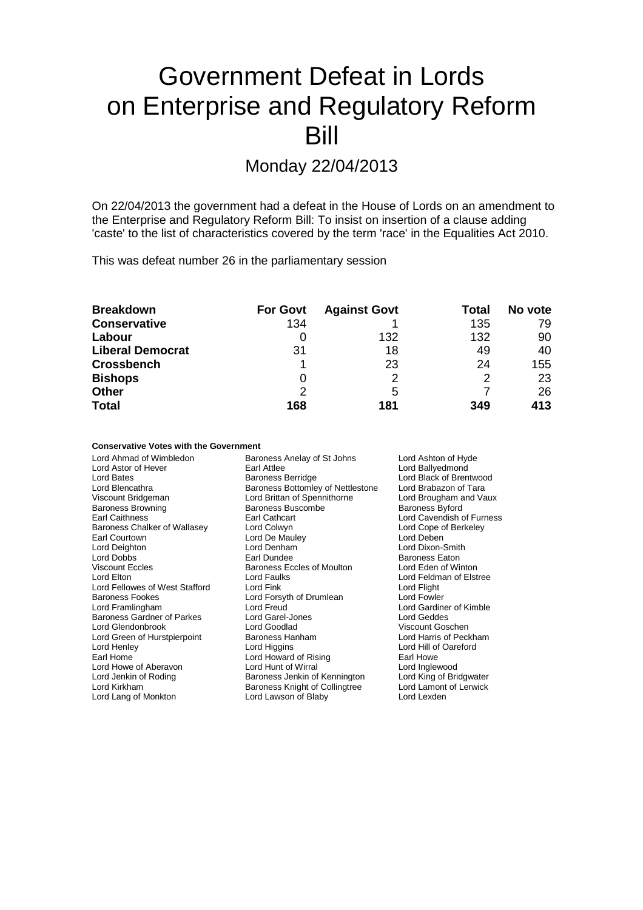# Government Defeat in Lords on Enterprise and Regulatory Reform Bill

## Monday 22/04/2013

On 22/04/2013 the government had a defeat in the House of Lords on an amendment to the Enterprise and Regulatory Reform Bill: To insist on insertion of a clause adding 'caste' to the list of characteristics covered by the term 'race' in the Equalities Act 2010.

This was defeat number 26 in the parliamentary session

| **Breakdown** | **For Govt** | **Against Govt** | **Total** | **No vote** |
|---|---|---|---|---|
| **Conservative** | 134 | 1 | 135 | 79 |
| **Labour** | 0 | 132 | 132 | 90 |
| **Liberal Democrat** | 31 | 18 | 49 | 40 |
| **Crossbench** | 1 | 23 | 24 | 155 |
| **Bishops** | 0 | 2 | 2 | 23 |
| **Other** | 2 | 5 | 7 | 26 |
| **Total** | **168** | **181** | **349** | **413** |

#### Conservative Votes with the Government

Lord Ahmad of Wimbledon
Baroness Anelay of St Johns
Lord Ashton of Hyde
Lord Astor of Hever
Earl Attlee
Lord Ballyedmond
Lord Bates
Baroness Berridge
Lord Black of Brentwood
Lord Blencathra
Baroness Bottomley of Nettlestone
Lord Brabazon of Tara
Viscount Bridgeman
Lord Brittan of Spennithorne
Lord Brougham and Vaux
Baroness Browning
Baroness Buscombe
Baroness Byford
Earl Caithness
Earl Cathcart
Lord Cavendish of Furness
Baroness Chalker of Wallasey
Lord Colwyn
Lord Cope of Berkeley
Earl Courtown
Lord De Mauley
Lord Deben
Lord Deighton
Lord Denham
Lord Dixon-Smith
Lord Dobbs
Earl Dundee
Baroness Eaton
Viscount Eccles
Baroness Eccles of Moulton
Lord Eden of Winton
Lord Elton
Lord Faulks
Lord Feldman of Elstree
Lord Fellowes of West Stafford
Lord Fink
Lord Flight
Baroness Fookes
Lord Forsyth of Drumlean
Lord Fowler
Lord Framlingham
Lord Freud
Lord Gardiner of Kimble
Baroness Gardner of Parkes
Lord Garel-Jones
Lord Geddes
Lord Glendonbrook
Lord Goodlad
Viscount Goschen
Lord Green of Hurstpierpoint
Baroness Hanham
Lord Harris of Peckham
Lord Henley
Lord Higgins
Lord Hill of Oareford
Earl Home
Lord Howard of Rising
Earl Howe
Lord Howe of Aberavon
Lord Hunt of Wirral
Lord Inglewood
Lord Jenkin of Roding
Baroness Jenkin of Kennington
Lord King of Bridgwater
Lord Kirkham
Baroness Knight of Collingtree
Lord Lamont of Lerwick
Lord Lang of Monkton
Lord Lawson of Blaby
Lord Lexden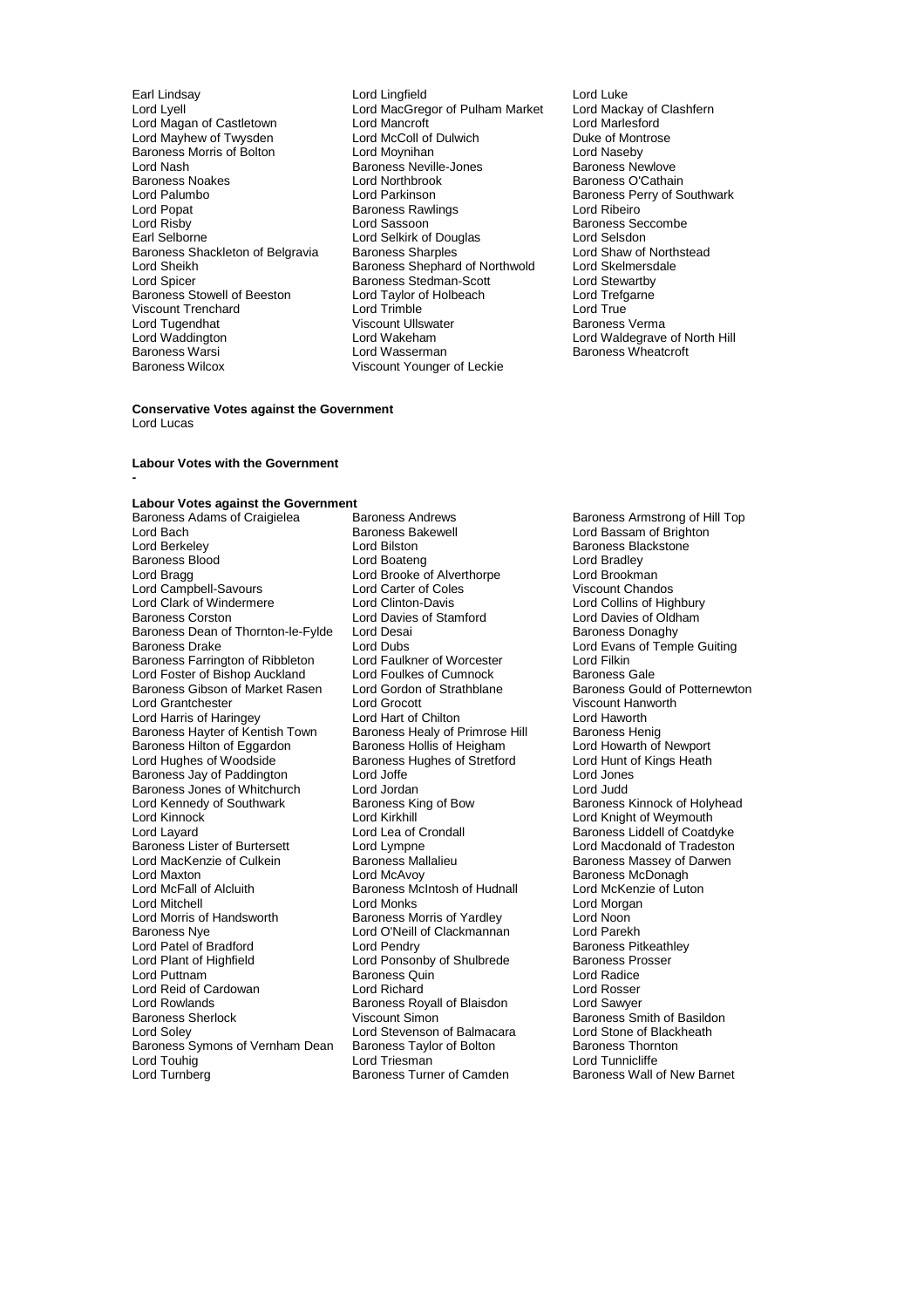Earl Lindsay
Lord Lingfield
Lord Luke
Lord Lyell
Lord MacGregor of Pulham Market
Lord Mackay of Clashfern
Lord Magan of Castletown
Lord Mancroft
Lord Marlesford
Lord Mayhew of Twysden
Lord McColl of Dulwich
Duke of Montrose
Baroness Morris of Bolton
Lord Moynihan
Lord Naseby
Lord Nash
Baroness Neville-Jones
Baroness Newlove
Baroness Noakes
Lord Northbrook
Baroness O'Cathain
Lord Palumbo
Lord Parkinson
Baroness Perry of Southwark
Lord Popat
Baroness Rawlings
Lord Ribeiro
Lord Risby
Lord Sassoon
Baroness Seccombe
Earl Selborne
Lord Selkirk of Douglas
Lord Selsdon
Baroness Shackleton of Belgravia
Baroness Sharples
Lord Shaw of Northstead
Lord Sheikh
Baroness Shephard of Northwold
Lord Skelmersdale
Lord Spicer
Baroness Stedman-Scott
Lord Stewartby
Baroness Stowell of Beeston
Lord Taylor of Holbeach
Lord Trefgarne
Viscount Trenchard
Lord Trimble
Lord True
Lord Tugendhat
Viscount Ullswater
Baroness Verma
Lord Waddington
Lord Wakeham
Lord Waldegrave of North Hill
Baroness Warsi
Lord Wasserman
Baroness Wheatcroft
Baroness Wilcox
Viscount Younger of Leckie

**Conservative Votes against the Government**
Lord Lucas

**Labour Votes with the Government**
-

**Labour Votes against the Government**
Baroness Adams of Craigielea
Baroness Andrews
Baroness Armstrong of Hill Top
Lord Bach
Baroness Bakewell
Lord Bassam of Brighton
Lord Berkeley
Lord Bilston
Baroness Blackstone
Baroness Blood
Lord Boateng
Lord Bradley
Lord Bragg
Lord Brooke of Alverthorpe
Lord Brookman
Lord Campbell-Savours
Lord Carter of Coles
Viscount Chandos
Lord Clark of Windermere
Lord Clinton-Davis
Lord Collins of Highbury
Baroness Corston
Lord Davies of Stamford
Lord Davies of Oldham
Baroness Dean of Thornton-le-Fylde
Lord Desai
Baroness Donaghy
Baroness Drake
Lord Dubs
Lord Evans of Temple Guiting
Baroness Farrington of Ribbleton
Lord Faulkner of Worcester
Lord Filkin
Lord Foster of Bishop Auckland
Lord Foulkes of Cumnock
Baroness Gale
Baroness Gibson of Market Rasen
Lord Gordon of Strathblane
Baroness Gould of Potternewton
Lord Grantchester
Lord Grocott
Viscount Hanworth
Lord Harris of Haringey
Lord Hart of Chilton
Lord Haworth
Baroness Hayter of Kentish Town
Baroness Healy of Primrose Hill
Baroness Henig
Baroness Hilton of Eggardon
Baroness Hollis of Heigham
Lord Howarth of Newport
Lord Hughes of Woodside
Baroness Hughes of Stretford
Lord Hunt of Kings Heath
Baroness Jay of Paddington
Lord Joffe
Lord Jones
Baroness Jones of Whitchurch
Lord Jordan
Lord Judd
Lord Kennedy of Southwark
Baroness King of Bow
Baroness Kinnock of Holyhead
Lord Kinnock
Lord Kirkhill
Lord Knight of Weymouth
Lord Layard
Lord Lea of Crondall
Baroness Liddell of Coatdyke
Baroness Lister of Burtersett
Lord Lympne
Lord Macdonald of Tradeston
Lord MacKenzie of Culkein
Baroness Mallalieu
Baroness Massey of Darwen
Lord Maxton
Lord McAvoy
Baroness McDonagh
Lord McFall of Alcluith
Baroness McIntosh of Hudnall
Lord McKenzie of Luton
Lord Mitchell
Lord Monks
Lord Morgan
Lord Morris of Handsworth
Baroness Morris of Yardley
Lord Noon
Baroness Nye
Lord O'Neill of Clackmannan
Lord Parekh
Lord Patel of Bradford
Lord Pendry
Baroness Pitkeathley
Lord Plant of Highfield
Lord Ponsonby of Shulbrede
Baroness Prosser
Lord Puttnam
Baroness Quin
Lord Radice
Lord Reid of Cardowan
Lord Richard
Lord Rosser
Lord Rowlands
Baroness Royall of Blaisdon
Lord Sawyer
Baroness Sherlock
Viscount Simon
Baroness Smith of Basildon
Lord Soley
Lord Stevenson of Balmacara
Lord Stone of Blackheath
Baroness Symons of Vernham Dean
Baroness Taylor of Bolton
Baroness Thornton
Lord Touhig
Lord Triesman
Lord Tunnicliffe
Lord Turnberg
Baroness Turner of Camden
Baroness Wall of New Barnet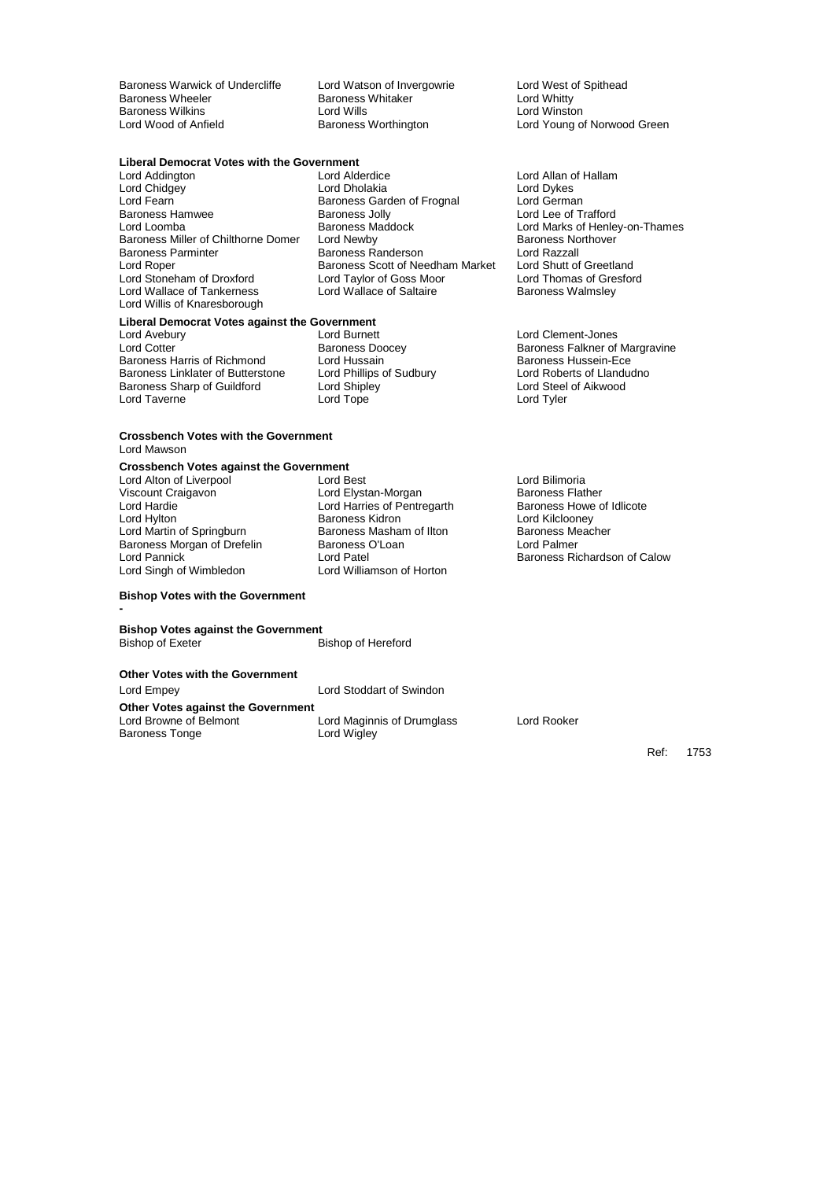Baroness Warwick of Undercliffe
Baroness Wheeler
Baroness Wilkins
Lord Wood of Anfield
Lord Watson of Invergowrie
Baroness Whitaker
Lord Wills
Baroness Worthington
Lord West of Spithead
Lord Whitty
Lord Winston
Lord Young of Norwood Green

**Liberal Democrat Votes with the Government**

Lord Addington
Lord Chidgey
Lord Fearn
Baroness Hamwee
Lord Loomba
Baroness Miller of Chilthorne Domer
Baroness Parminter
Lord Roper
Lord Stoneham of Droxford
Lord Wallace of Tankerness
Lord Willis of Knaresborough
Lord Alderdice
Lord Dholakia
Baroness Garden of Frognal
Baroness Jolly
Baroness Maddock
Lord Newby
Baroness Randerson
Baroness Scott of Needham Market
Lord Taylor of Goss Moor
Lord Wallace of Saltaire
Lord Allan of Hallam
Lord Dykes
Lord German
Lord Lee of Trafford
Lord Marks of Henley-on-Thames
Baroness Northover
Lord Razzall
Lord Shutt of Greetland
Lord Thomas of Gresford
Baroness Walmsley

**Liberal Democrat Votes against the Government**

Lord Avebury
Lord Cotter
Baroness Harris of Richmond
Baroness Linklater of Butterstone
Baroness Sharp of Guildford
Lord Taverne
Lord Burnett
Baroness Doocey
Lord Hussain
Lord Phillips of Sudbury
Lord Shipley
Lord Tope
Lord Clement-Jones
Baroness Falkner of Margravine
Baroness Hussein-Ece
Lord Roberts of Llandudno
Lord Steel of Aikwood
Lord Tyler

**Crossbench Votes with the Government**

Lord Mawson

**Crossbench Votes against the Government**

Lord Alton of Liverpool
Viscount Craigavon
Lord Hardie
Lord Hylton
Lord Martin of Springburn
Baroness Morgan of Drefelin
Lord Pannick
Lord Singh of Wimbledon
Lord Best
Lord Elystan-Morgan
Lord Harries of Pentregarth
Baroness Kidron
Baroness Masham of Ilton
Baroness O'Loan
Lord Patel
Lord Williamson of Horton
Lord Bilimoria
Baroness Flather
Baroness Howe of Idlicote
Lord Kilclooney
Baroness Meacher
Lord Palmer
Baroness Richardson of Calow

**Bishop Votes with the Government**

-

**Bishop Votes against the Government**

Bishop of Exeter
Bishop of Hereford

**Other Votes with the Government**

Lord Empey
Lord Stoddart of Swindon

**Other Votes against the Government**

Lord Browne of Belmont
Baroness Tonge
Lord Maginnis of Drumglass
Lord Wigley
Lord Rooker

Ref: 1753